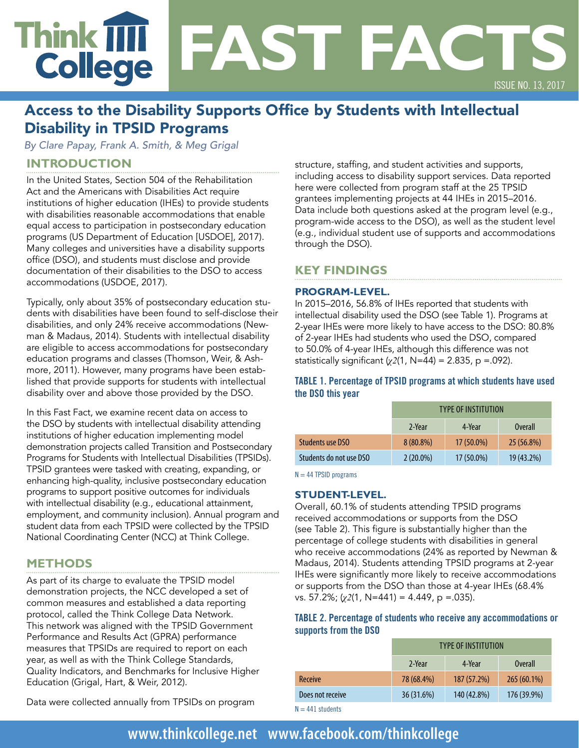# Think College FAST FACTS

ISSUE NO. 13, 2017

## Access to the Disability Supports Office by Students with Intellectual Disability in TPSID Programs

*By Clare Papay, Frank A. Smith, & Meg Grigal*

### INTRODUCTION

In the United States, Section 504 of the Rehabilitation Act and the Americans with Disabilities Act require institutions of higher education (IHEs) to provide students with disabilities reasonable accommodations that enable equal access to participation in postsecondary education programs (US Department of Education [USDOE], 2017). Many colleges and universities have a disability supports office (DSO), and students must disclose and provide documentation of their disabilities to the DSO to access accommodations (USDOE, 2017).

Typically, only about 35% of postsecondary education students with disabilities have been found to self-disclose their disabilities, and only 24% receive accommodations (Newman & Madaus, 2014). Students with intellectual disability are eligible to access accommodations for postsecondary education programs and classes (Thomson, Weir, & Ashmore, 2011). However, many programs have been established that provide supports for students with intellectual disability over and above those provided by the DSO.

In this Fast Fact, we examine recent data on access to the DSO by students with intellectual disability attending institutions of higher education implementing model demonstration projects called Transition and Postsecondary Programs for Students with Intellectual Disabilities (TPSIDs). TPSID grantees were tasked with creating, expanding, or enhancing high-quality, inclusive postsecondary education programs to support positive outcomes for individuals with intellectual disability (e.g., educational attainment, employment, and community inclusion). Annual program and student data from each TPSID were collected by the TPSID National Coordinating Center (NCC) at Think College.

### METHODS

As part of its charge to evaluate the TPSID model demonstration projects, the NCC developed a set of common measures and established a data reporting protocol, called the Think College Data Network. This network was aligned with the TPSID Government Performance and Results Act (GPRA) performance measures that TPSIDs are required to report on each year, as well as with the Think College Standards, Quality Indicators, and Benchmarks for Inclusive Higher Education (Grigal, Hart, & Weir, 2012).

Data were collected annually from TPSIDs on program structure, staffing, and student activities and supports, including access to disability support services. Data reported here were collected from program staff at the 25 TPSID grantees implementing projects at 44 IHEs in 2015–2016. Data include both questions asked at the program level (e.g., program-wide access to the DSO), as well as the student level (e.g., individual student use of supports and accommodations through the DSO).

### KEY FINDINGS

#### PROGRAM-LEVEL.

In 2015–2016, 56.8% of IHEs reported that students with intellectual disability used the DSO (see Table 1). Programs at 2-year IHEs were more likely to have access to the DSO: 80.8% of 2-year IHEs had students who used the DSO, compared to 50.0% of 4-year IHEs, although this difference was not statistically significant ($\chi 2(1, N=44) = 2.835, p = .092$).

**TABLE 1. Percentage of TPSID programs at which students have used the DSO this year**

| | TYPE OF INSTITUTION | | |
|---|---|---|---|
| | 2-Year | 4-Year | Overall |
| Students use DSO | 8 (80.8%) | 17 (50.0%) | 25 (56.8%) |
| Students do not use DSO | 2 (20.0%) | 17 (50.0%) | 19 (43.2%) |

N = 44 TPSID programs

#### STUDENT-LEVEL.

Overall, 60.1% of students attending TPSID programs received accommodations or supports from the DSO (see Table 2). This figure is substantially higher than the percentage of college students with disabilities in general who receive accommodations (24% as reported by Newman & Madaus, 2014). Students attending TPSID programs at 2-year IHEs were significantly more likely to receive accommodations or supports from the DSO than those at 4-year IHEs (68.4% vs. 57.2%; ($\chi 2(1, N=441) = 4.449, p = .035$).

**TABLE 2. Percentage of students who receive any accommodations or supports from the DSO**

| | TYPE OF INSTITUTION | | |
|---|---|---|---|
| | 2-Year | 4-Year | Overall |
| Receive | 78 (68.4%) | 187 (57.2%) | 265 (60.1%) |
| Does not receive | 36 (31.6%) | 140 (42.8%) | 176 (39.9%) |

N = 441 students

www.thinkcollege.net www.facebook.com/thinkcollege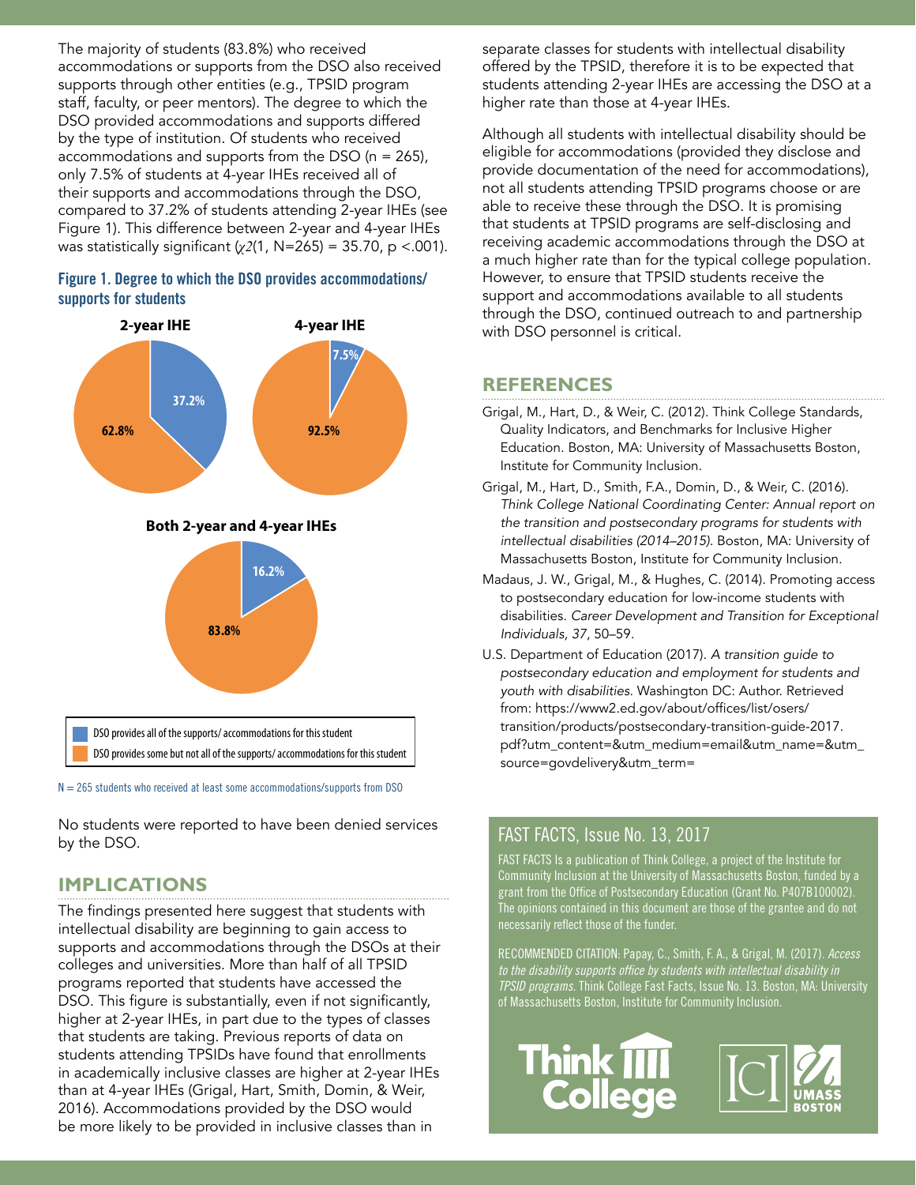The majority of students (83.8%) who received accommodations or supports from the DSO also received supports through other entities (e.g., TPSID program staff, faculty, or peer mentors). The degree to which the DSO provided accommodations and supports differed by the type of institution. Of students who received accommodations and supports from the DSO (n = 265), only 7.5% of students at 4-year IHEs received all of their supports and accommodations through the DSO, compared to 37.2% of students attending 2-year IHEs (see Figure 1). This difference between 2-year and 4-year IHEs was statistically significant ($\chi 2(1, N=265) = 35.70, p < .001$).

**Figure 1. Degree to which the DSO provides accommodations/ supports for students**

2-year IHE

37.2%

62.8%

4-year IHE

7.5%

92.5%

Both 2-year and 4-year IHEs

16.2%

83.8%

DSO provides all of the supports/ accommodations for this student

DSO provides some but not all of the supports/ accommodations for this student

N = 265 students who received at least some accommodations/supports from DSO

No students were reported to have been denied services by the DSO.

## IMPLICATIONS

The findings presented here suggest that students with intellectual disability are beginning to gain access to supports and accommodations through the DSOs at their colleges and universities. More than half of all TPSID programs reported that students have accessed the DSO. This figure is substantially, even if not significantly, higher at 2-year IHEs, in part due to the types of classes that students are taking. Previous reports of data on students attending TPSIDs have found that enrollments in academically inclusive classes are higher at 2-year IHEs than at 4-year IHEs (Grigal, Hart, Smith, Domin, & Weir, 2016). Accommodations provided by the DSO would be more likely to be provided in inclusive classes than in separate classes for students with intellectual disability offered by the TPSID, therefore it is to be expected that students attending 2-year IHEs are accessing the DSO at a higher rate than those at 4-year IHEs.

Although all students with intellectual disability should be eligible for accommodations (provided they disclose and provide documentation of the need for accommodations), not all students attending TPSID programs choose or are able to receive these through the DSO. It is promising that students at TPSID programs are self-disclosing and receiving academic accommodations through the DSO at a much higher rate than for the typical college population. However, to ensure that TPSID students receive the support and accommodations available to all students through the DSO, continued outreach to and partnership with DSO personnel is critical.

## REFERENCES

Grigal, M., Hart, D., & Weir, C. (2012). Think College Standards, Quality Indicators, and Benchmarks for Inclusive Higher Education. Boston, MA: University of Massachusetts Boston, Institute for Community Inclusion.

Grigal, M., Hart, D., Smith, F.A., Domin, D., & Weir, C. (2016). *Think College National Coordinating Center: Annual report on the transition and postsecondary programs for students with intellectual disabilities (2014–2015).* Boston, MA: University of Massachusetts Boston, Institute for Community Inclusion.

Madaus, J. W., Grigal, M., & Hughes, C. (2014). Promoting access to postsecondary education for low-income students with disabilities. *Career Development and Transition for Exceptional Individuals, 37*, 50–59.

U.S. Department of Education (2017). *A transition guide to postsecondary education and employment for students and youth with disabilities.* Washington DC: Author. Retrieved from: https://www2.ed.gov/about/offices/list/osers/transition/products/postsecondary-transition-guide-2017.pdf?utm_content=&utm_medium=email&utm_name=&utm_source=govdelivery&utm_term=

## FAST FACTS, Issue No. 13, 2017

FAST FACTS Is a publication of Think College, a project of the Institute for Community Inclusion at the University of Massachusetts Boston, funded by a grant from the Office of Postsecondary Education (Grant No. P407B100002). The opinions contained in this document are those of the grantee and do not necessarily reflect those of the funder.

RECOMMENDED CITATION: Papay, C., Smith, F. A., & Grigal, M. (2017). *Access to the disability supports office by students with intellectual disability in TPSID programs.* Think College Fast Facts, Issue No. 13. Boston, MA: University of Massachusetts Boston, Institute for Community Inclusion.